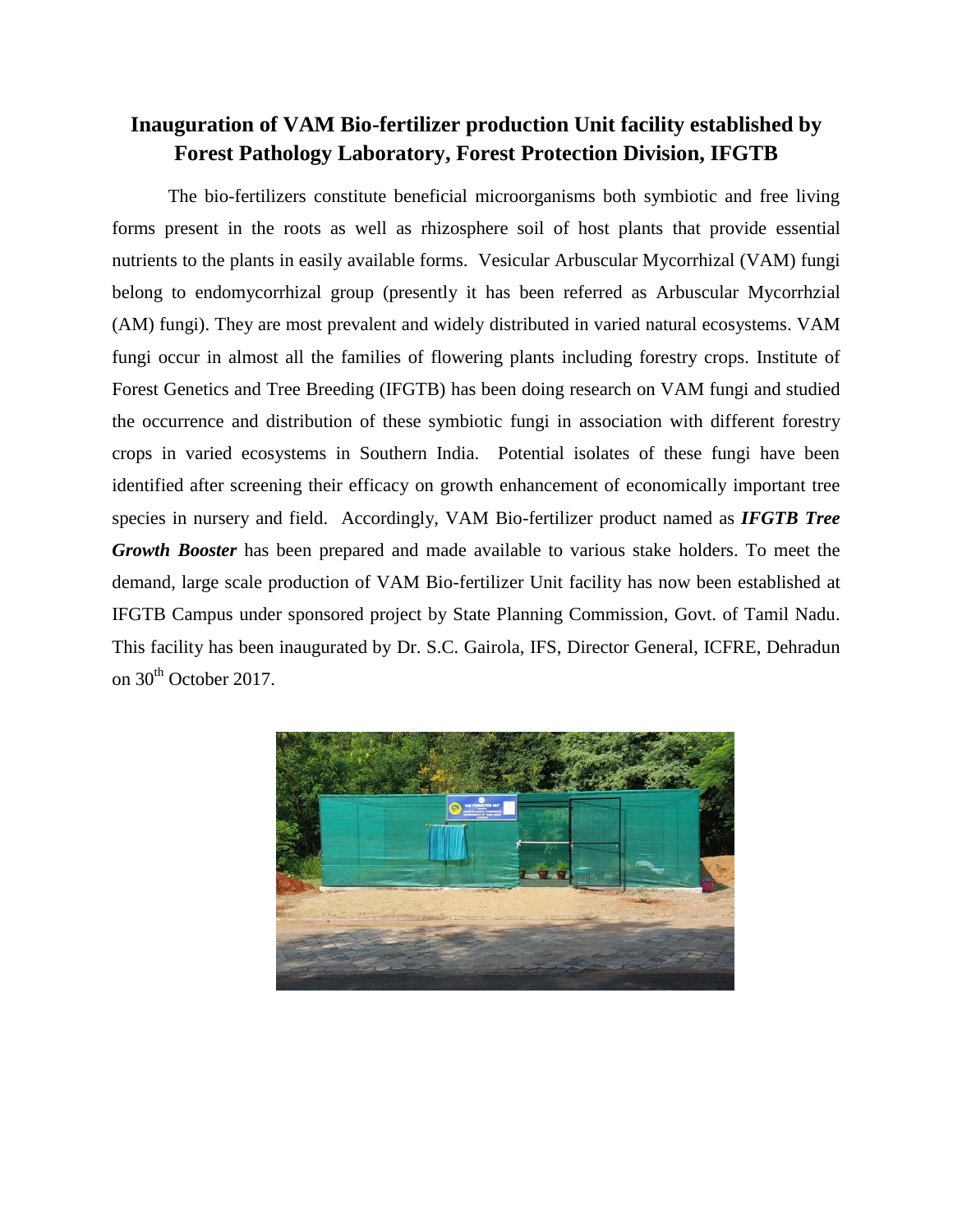# Inauguration of VAM Bio-fertilizer production Unit facility established by Forest Pathology Laboratory, Forest Protection Division, IFGTB

The bio-fertilizers constitute beneficial microorganisms both symbiotic and free living forms present in the roots as well as rhizosphere soil of host plants that provide essential nutrients to the plants in easily available forms. Vesicular Arbuscular Mycorrhizal (VAM) fungi belong to endomycorrhizal group (presently it has been referred as Arbuscular Mycorrhzial (AM) fungi). They are most prevalent and widely distributed in varied natural ecosystems. VAM fungi occur in almost all the families of flowering plants including forestry crops. Institute of Forest Genetics and Tree Breeding (IFGTB) has been doing research on VAM fungi and studied the occurrence and distribution of these symbiotic fungi in association with different forestry crops in varied ecosystems in Southern India. Potential isolates of these fungi have been identified after screening their efficacy on growth enhancement of economically important tree species in nursery and field. Accordingly, VAM Bio-fertilizer product named as ***IFGTB Tree Growth Booster*** has been prepared and made available to various stake holders. To meet the demand, large scale production of VAM Bio-fertilizer Unit facility has now been established at IFGTB Campus under sponsored project by State Planning Commission, Govt. of Tamil Nadu. This facility has been inaugurated by Dr. S.C. Gairola, IFS, Director General, ICFRE, Dehradun on 30th October 2017.